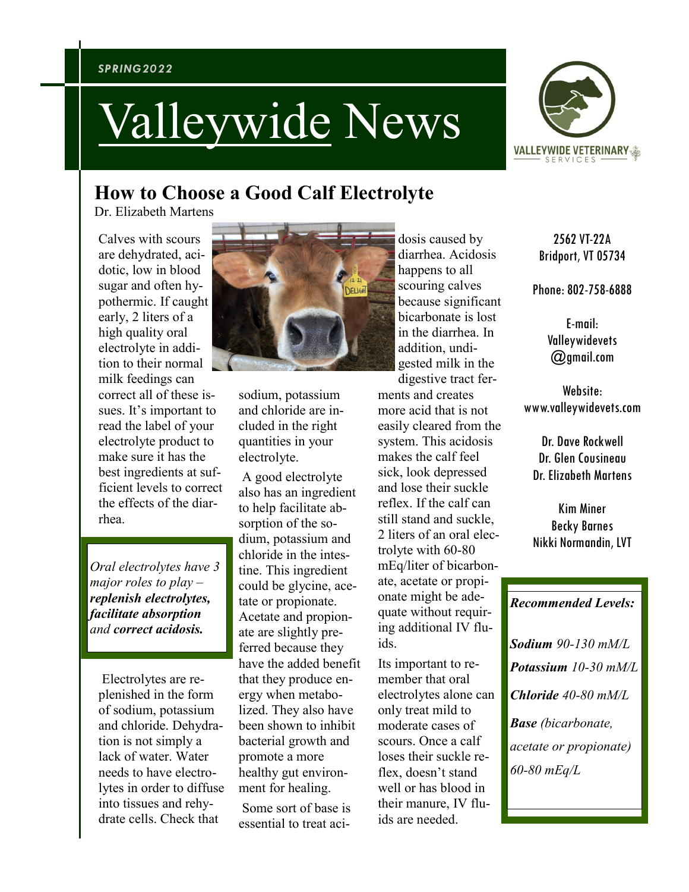*SPRING 2022*

# Valleywide News

VALLEYWIDE VETERINARY SERVICES

## How to Choose a Good Calf Electrolyte

Dr. Elizabeth Martens

Calves with scours are dehydrated, acidotic, low in blood sugar and often hypothermic. If caught early, 2 liters of a high quality oral electrolyte in addition to their normal milk feedings can correct all of these issues. It's important to read the label of your electrolyte product to make sure it has the best ingredients at sufficient levels to correct the effects of the diarrhea.

*Oral electrolytes have 3 major roles to play – **replenish electrolytes, facilitate absorption** and **correct acidosis.***

Electrolytes are replenished in the form of sodium, potassium and chloride. Dehydration is not simply a lack of water. Water needs to have electrolytes in order to diffuse into tissues and rehydrate cells. Check that sodium, potassium and chloride are included in the right quantities in your electrolyte.

A good electrolyte also has an ingredient to help facilitate absorption of the sodium, potassium and chloride in the intestine. This ingredient could be glycine, acetate or propionate. Acetate and propionate are slightly preferred because they have the added benefit that they produce energy when metabolized. They also have been shown to inhibit bacterial growth and promote a more healthy gut environment for healing.

Some sort of base is essential to treat acidosis caused by diarrhea. Acidosis happens to all scouring calves because significant bicarbonate is lost in the diarrhea. In addition, undigested milk in the digestive tract ferments and creates more acid that is not easily cleared from the system. This acidosis makes the calf feel sick, look depressed and lose their suckle reflex. If the calf can still stand and suckle, 2 liters of an oral electrolyte with 60-80 mEq/liter of bicarbonate, acetate or propionate might be adequate without requiring additional IV fluids.

Its important to remember that oral electrolytes alone can only treat mild to moderate cases of scours. Once a calf loses their suckle reflex, doesn't stand well or has blood in their manure, IV fluids are needed.

2562 VT-22A
Bridport, VT 05734

Phone: 802-758-6888

E-mail:
Valleywidevets@gmail.com

Website:
www.valleywidevets.com

Dr. Dave Rockwell
Dr. Glen Cousineau
Dr. Elizabeth Martens

Kim Miner
Becky Barnes
Nikki Normandin, LVT

***Recommended Levels:***

***Sodium*** *90-130 mM/L*

***Potassium*** *10-30 mM/L*

***Chloride*** *40-80 mM/L*

***Base*** *(bicarbonate, acetate or propionate) 60-80 mEq/L*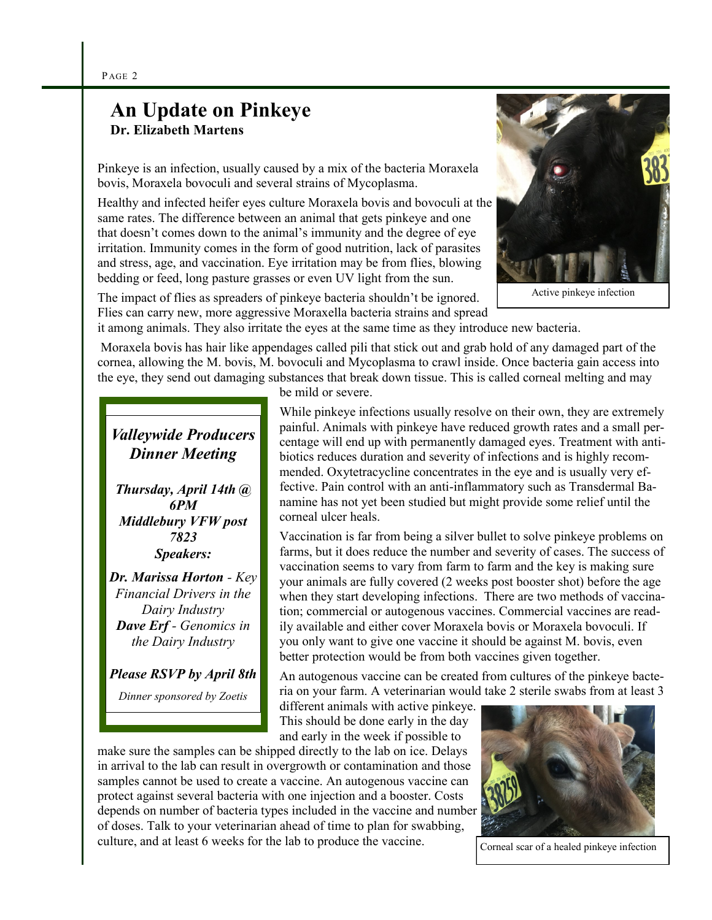## An Update on Pinkeye

**Dr. Elizabeth Martens**

Pinkeye is an infection, usually caused by a mix of the bacteria Moraxela bovis, Moraxela bovoculi and several strains of Mycoplasma.

Healthy and infected heifer eyes culture Moraxela bovis and bovoculi at the same rates. The difference between an animal that gets pinkeye and one that doesn't comes down to the animal's immunity and the degree of eye irritation. Immunity comes in the form of good nutrition, lack of parasites and stress, age, and vaccination. Eye irritation may be from flies, blowing bedding or feed, long pasture grasses or even UV light from the sun.

Active pinkeye infection

The impact of flies as spreaders of pinkeye bacteria shouldn't be ignored. Flies can carry new, more aggressive Moraxella bacteria strains and spread it among animals. They also irritate the eyes at the same time as they introduce new bacteria.

Moraxela bovis has hair like appendages called pili that stick out and grab hold of any damaged part of the cornea, allowing the M. bovis, M. bovoculi and Mycoplasma to crawl inside. Once bacteria gain access into the eye, they send out damaging substances that break down tissue. This is called corneal melting and may be mild or severe.

While pinkeye infections usually resolve on their own, they are extremely painful. Animals with pinkeye have reduced growth rates and a small percentage will end up with permanently damaged eyes. Treatment with antibiotics reduces duration and severity of infections and is highly recommended. Oxytetracycline concentrates in the eye and is usually very effective. Pain control with an anti-inflammatory such as Transdermal Banamine has not yet been studied but might provide some relief until the corneal ulcer heals.

Vaccination is far from being a silver bullet to solve pinkeye problems on farms, but it does reduce the number and severity of cases. The success of vaccination seems to vary from farm to farm and the key is making sure your animals are fully covered (2 weeks post booster shot) before the age when they start developing infections. There are two methods of vaccination; commercial or autogenous vaccines. Commercial vaccines are readily available and either cover Moraxela bovis or Moraxela bovoculi. If you only want to give one vaccine it should be against M. bovis, even better protection would be from both vaccines given together.

An autogenous vaccine can be created from cultures of the pinkeye bacteria on your farm. A veterinarian would take 2 sterile swabs from at least 3 different animals with active pinkeye. This should be done early in the day and early in the week if possible to make sure the samples can be shipped directly to the lab on ice. Delays in arrival to the lab can result in overgrowth or contamination and those samples cannot be used to create a vaccine. An autogenous vaccine can protect against several bacteria with one injection and a booster. Costs depends on number of bacteria types included in the vaccine and number of doses. Talk to your veterinarian ahead of time to plan for swabbing, culture, and at least 6 weeks for the lab to produce the vaccine.

Corneal scar of a healed pinkeye infection

---

***Valleywide Producers Dinner Meeting***

***Thursday, April 14th @ 6PM***
***Middlebury VFW post 7823***
***Speakers:***

***Dr. Marissa Horton*** *- Key Financial Drivers in the Dairy Industry*
***Dave Erf*** *- Genomics in the Dairy Industry*

***Please RSVP by April 8th***

*Dinner sponsored by Zoetis*